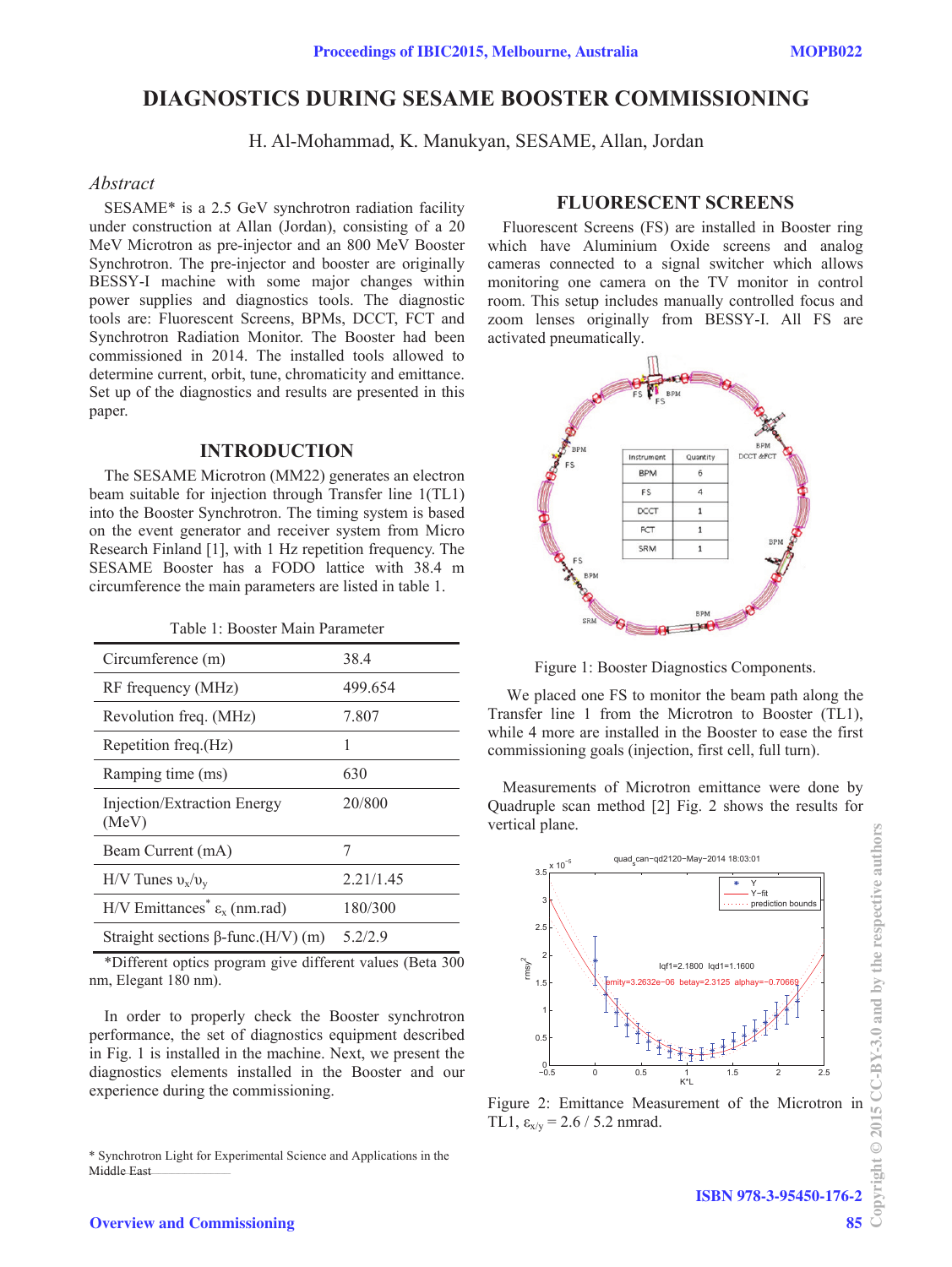# DIAGNOSTICS DURING SESAME BOOSTER COMMISSIONING

H. Al-Mohammad, K. Manukyan, SESAME, Allan, Jordan

## *Abstract*

SESAME* is a 2.5 GeV synchrotron radiation facility under construction at Allan (Jordan), consisting of a 20 MeV Microtron as pre-injector and an 800 MeV Booster Synchrotron. The pre-injector and booster are originally BESSY-I machine with some major changes within power supplies and diagnostics tools. The diagnostic tools are: Fluorescent Screens, BPMs, DCCT, FCT and Synchrotron Radiation Monitor. The Booster had been commissioned in 2014. The installed tools allowed to determine current, orbit, tune, chromaticity and emittance. Set up of the diagnostics and results are presented in this paper.

## INTRODUCTION

The SESAME Microtron (MM22) generates an electron beam suitable for injection through Transfer line 1(TL1) into the Booster Synchrotron. The timing system is based on the event generator and receiver system from Micro Research Finland [1], with 1 Hz repetition frequency. The SESAME Booster has a FODO lattice with 38.4 m circumference the main parameters are listed in table 1.

Table 1: Booster Main Parameter

| | |
|---|---|
| Circumference (m) | 38.4 |
| RF frequency (MHz) | 499.654 |
| Revolution freq. (MHz) | 7.807 |
| Repetition freq.(Hz) | 1 |
| Ramping time (ms) | 630 |
| Injection/Extraction Energy (MeV) | 20/800 |
| Beam Current (mA) | 7 |
| H/V Tunes $\upsilon_x/\upsilon_y$ | 2.21/1.45 |
| H/V Emittances* $\varepsilon_x$ (nm.rad) | 180/300 |
| Straight sections β-func.(H/V) (m) | 5.2/2.9 |

*Different optics program give different values (Beta 300 nm, Elegant 180 nm).

In order to properly check the Booster synchrotron performance, the set of diagnostics equipment described in Fig. 1 is installed in the machine. Next, we present the diagnostics elements installed in the Booster and our experience during the commissioning.

## FLUORESCENT SCREENS

Fluorescent Screens (FS) are installed in Booster ring which have Aluminium Oxide screens and analog cameras connected to a signal switcher which allows monitoring one camera on the TV monitor in control room. This setup includes manually controlled focus and zoom lenses originally from BESSY-I. All FS are activated pneumatically.

| Instrument | Quantity |
|---|---|
| BPM | 6 |
| FS | 4 |
| DCCT | 1 |
| FCT | 1 |
| SRM | 1 |

Figure 1: Booster Diagnostics Components.

We placed one FS to monitor the beam path along the Transfer line 1 from the Microtron to Booster (TL1), while 4 more are installed in the Booster to ease the first commissioning goals (injection, first cell, full turn).

Measurements of Microtron emittance were done by Quadruple scan method [2] Fig. 2 shows the results for vertical plane.

Figure 2: Emittance Measurement of the Microtron in TL1, $\varepsilon_{x/y}$ = 2.6 / 5.2 nmrad.

* Synchrotron Light for Experimental Science and Applications in the Middle East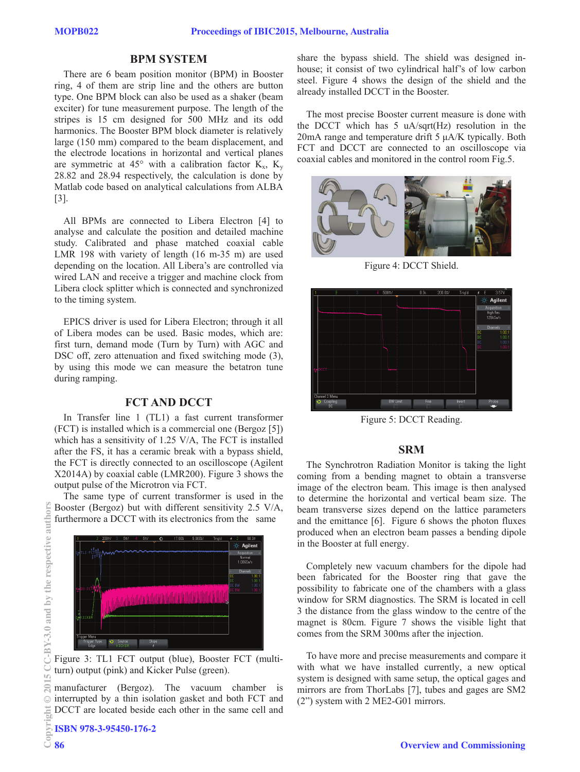## BPM SYSTEM

There are 6 beam position monitor (BPM) in Booster ring, 4 of them are strip line and the others are button type. One BPM block can also be used as a shaker (beam exciter) for tune measurement purpose. The length of the stripes is 15 cm designed for 500 MHz and its odd harmonics. The Booster BPM block diameter is relatively large (150 mm) compared to the beam displacement, and the electrode locations in horizontal and vertical planes are symmetric at 45° with a calibration factor $K_x$, $K_y$ 28.82 and 28.94 respectively, the calculation is done by Matlab code based on analytical calculations from ALBA [3].

All BPMs are connected to Libera Electron [4] to analyse and calculate the position and detailed machine study. Calibrated and phase matched coaxial cable LMR 198 with variety of length (16 m-35 m) are used depending on the location. All Libera's are controlled via wired LAN and receive a trigger and machine clock from Libera clock splitter which is connected and synchronized to the timing system.

EPICS driver is used for Libera Electron; through it all of Libera modes can be used. Basic modes, which are: first turn, demand mode (Turn by Turn) with AGC and DSC off, zero attenuation and fixed switching mode (3), by using this mode we can measure the betatron tune during ramping.

## FCT AND DCCT

In Transfer line 1 (TL1) a fast current transformer (FCT) is installed which is a commercial one (Bergoz [5]) which has a sensitivity of 1.25 V/A, The FCT is installed after the FS, it has a ceramic break with a bypass shield, the FCT is directly connected to an oscilloscope (Agilent X2014A) by coaxial cable (LMR200). Figure 3 shows the output pulse of the Microtron via FCT.

The same type of current transformer is used in the Booster (Bergoz) but with different sensitivity 2.5 V/A, furthermore a DCCT with its electronics from the same manufacturer (Bergoz). The vacuum chamber is interrupted by a thin isolation gasket and both FCT and DCCT are located beside each other in the same cell and share the bypass shield. The shield was designed in-house; it consist of two cylindrical half's of low carbon steel. Figure 4 shows the design of the shield and the already installed DCCT in the Booster.

Figure 3: TL1 FCT output (blue), Booster FCT (multi-turn) output (pink) and Kicker Pulse (green).

The most precise Booster current measure is done with the DCCT which has 5 uA/sqrt(Hz) resolution in the 20mA range and temperature drift 5 μA/K typically. Both FCT and DCCT are connected to an oscilloscope via coaxial cables and monitored in the control room Fig.5.

Figure 4: DCCT Shield.

Figure 5: DCCT Reading.

## SRM

The Synchrotron Radiation Monitor is taking the light coming from a bending magnet to obtain a transverse image of the electron beam. This image is then analysed to determine the horizontal and vertical beam size. The beam transverse sizes depend on the lattice parameters and the emittance [6]. Figure 6 shows the photon fluxes produced when an electron beam passes a bending dipole in the Booster at full energy.

Completely new vacuum chambers for the dipole had been fabricated for the Booster ring that gave the possibility to fabricate one of the chambers with a glass window for SRM diagnostics. The SRM is located in cell 3 the distance from the glass window to the centre of the magnet is 80cm. Figure 7 shows the visible light that comes from the SRM 300ms after the injection.

To have more and precise measurements and compare it with what we have installed currently, a new optical system is designed with same setup, the optical gages and mirrors are from ThorLabs [7], tubes and gages are SM2 (2") system with 2 ME2-G01 mirrors.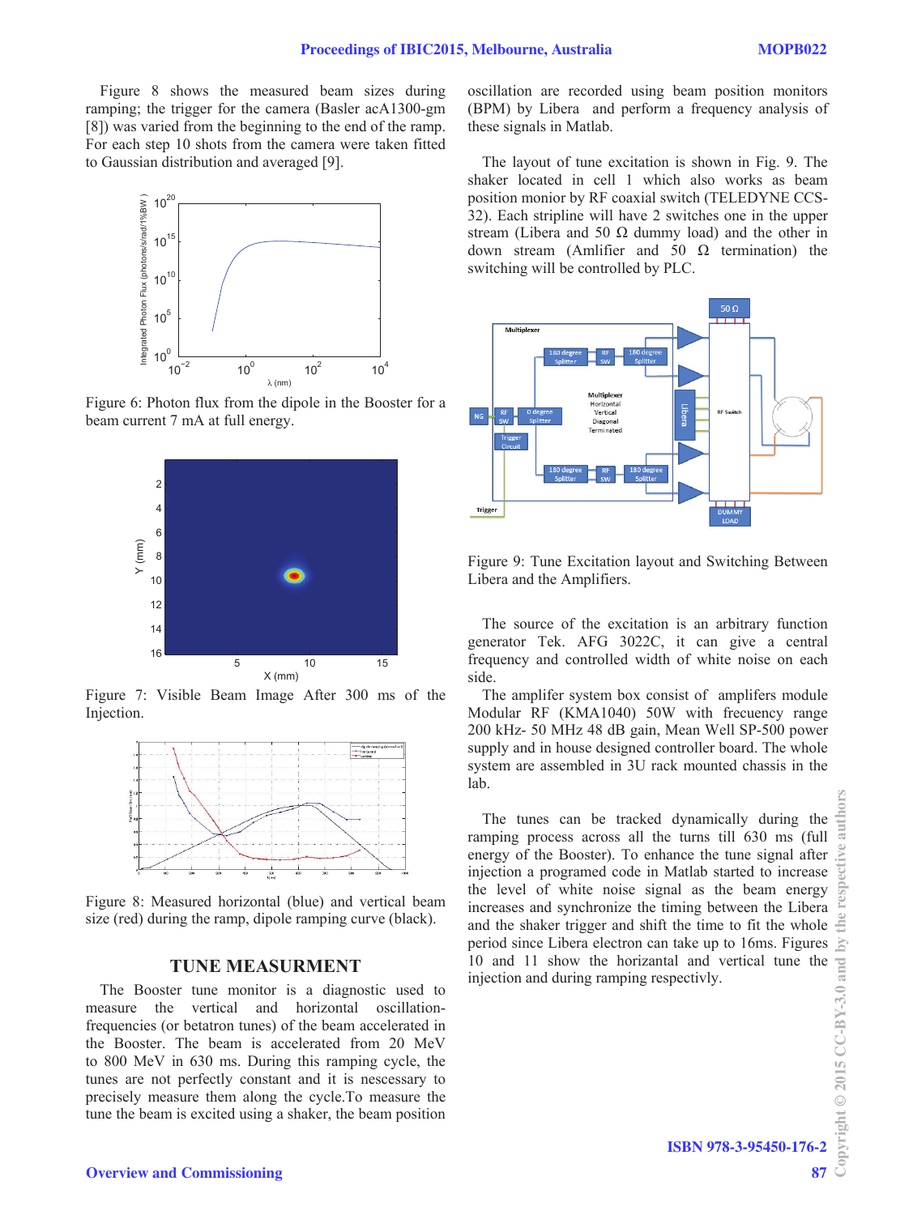Figure 8 shows the measured beam sizes during ramping; the trigger for the camera (Basler acA1300-gm [8]) was varied from the beginning to the end of the ramp. For each step 10 shots from the camera were taken fitted to Gaussian distribution and averaged [9].

Figure 6: Photon flux from the dipole in the Booster for a beam current 7 mA at full energy.

Figure 7: Visible Beam Image After 300 ms of the Injection.

Figure 8: Measured horizontal (blue) and vertical beam size (red) during the ramp, dipole ramping curve (black).

## TUNE MEASURMENT

The Booster tune monitor is a diagnostic used to measure the vertical and horizontal oscillation-frequencies (or betatron tunes) of the beam accelerated in the Booster. The beam is accelerated from 20 MeV to 800 MeV in 630 ms. During this ramping cycle, the tunes are not perfectly constant and it is nescessary to precisely measure them along the cycle.To measure the tune the beam is excited using a shaker, the beam position oscillation are recorded using beam position monitors (BPM) by Libera and perform a frequency analysis of these signals in Matlab.

The layout of tune excitation is shown in Fig. 9. The shaker located in cell 1 which also works as beam position monior by RF coaxial switch (TELEDYNE CCS-32). Each stripline will have 2 switches one in the upper stream (Libera and 50 Ω dummy load) and the other in down stream (Amlifier and 50 Ω termination) the switching will be controlled by PLC.

Figure 9: Tune Excitation layout and Switching Between Libera and the Amplifiers.

The source of the excitation is an arbitrary function generator Tek. AFG 3022C, it can give a central frequency and controlled width of white noise on each side.

The amplifer system box consist of amplifers module Modular RF (KMA1040) 50W with frecuency range 200 kHz- 50 MHz 48 dB gain, Mean Well SP-500 power supply and in house designed controller board. The whole system are assembled in 3U rack mounted chassis in the lab.

The tunes can be tracked dynamically during the ramping process across all the turns till 630 ms (full energy of the Booster). To enhance the tune signal after injection a programed code in Matlab started to increase the level of white noise signal as the beam energy increases and synchronize the timing between the Libera and the shaker trigger and shift the time to fit the whole period since Libera electron can take up to 16ms. Figures 10 and 11 show the horizantal and vertical tune the injection and during ramping respectivly.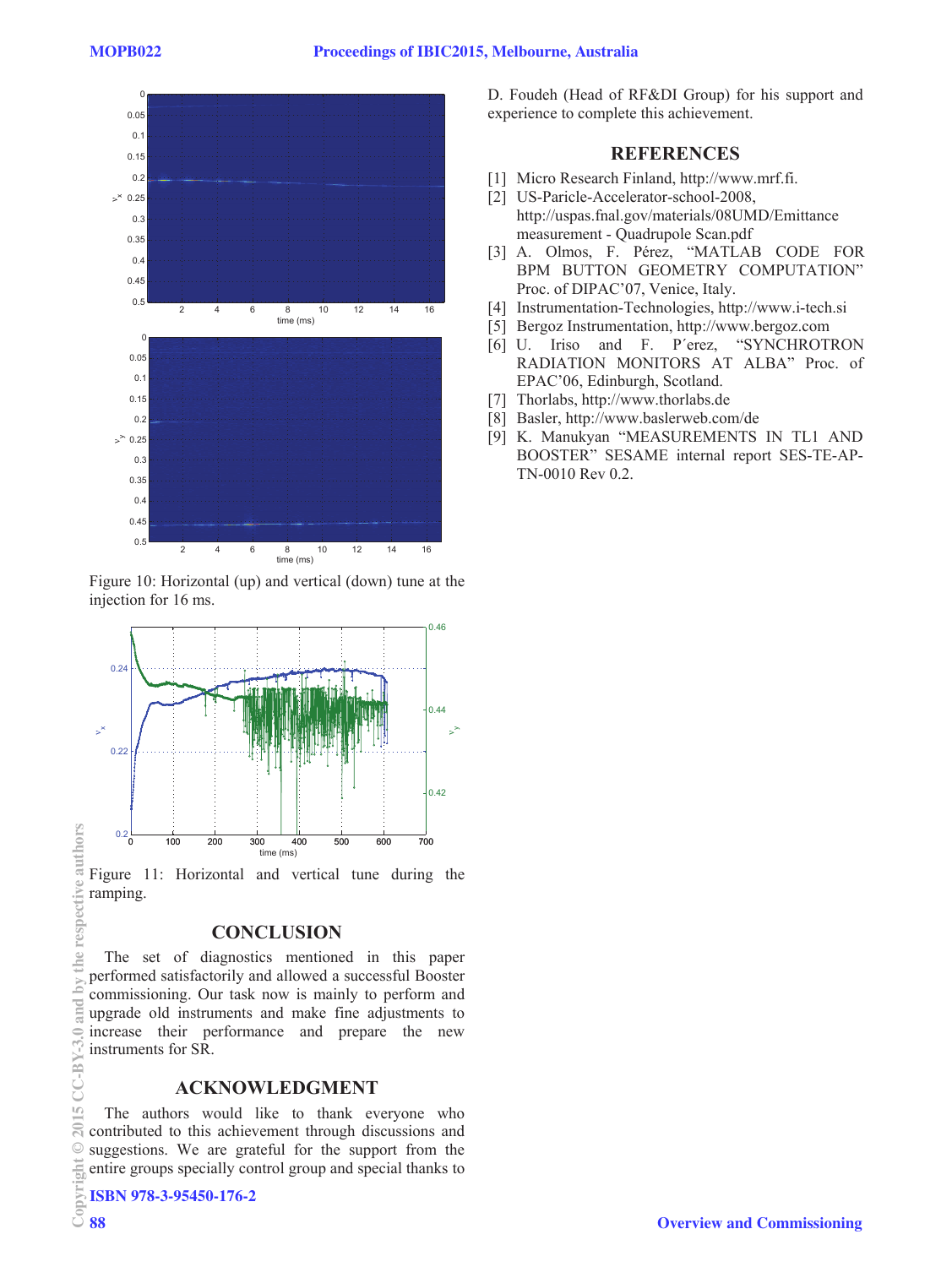0
0.05
0.1
0.15
0.2
$\nu_x$ 0.25
0.3
0.35
0.4
0.45
0.5
2 4 6 8 10 12 14 16
time (ms)

0
0.05
0.1
0.15
0.2
$\nu_y$ 0.25
0.3
0.35
0.4
0.45
0.5
2 4 6 8 10 12 14 16
time (ms)

Figure 10: Horizontal (up) and vertical (down) tune at the injection for 16 ms.

0.24
0.22
0.2
$\nu_x$
0.46
0.44
0.42
$\nu_y$
0 100 200 300 400 500 600 700
time (ms)

Figure 11: Horizontal and vertical tune during the ramping.

## CONCLUSION

The set of diagnostics mentioned in this paper performed satisfactorily and allowed a successful Booster commissioning. Our task now is mainly to perform and upgrade old instruments and make fine adjustments to increase their performance and prepare the new instruments for SR.

## ACKNOWLEDGMENT

The authors would like to thank everyone who contributed to this achievement through discussions and suggestions. We are grateful for the support from the entire groups specially control group and special thanks to D. Foudeh (Head of RF&DI Group) for his support and experience to complete this achievement.

## REFERENCES

[1] Micro Research Finland, http://www.mrf.fi.
[2] US-Paricle-Accelerator-school-2008, http://uspas.fnal.gov/materials/08UMD/Emittance measurement - Quadrupole Scan.pdf
[3] A. Olmos, F. Pérez, "MATLAB CODE FOR BPM BUTTON GEOMETRY COMPUTATION" Proc. of DIPAC'07, Venice, Italy.
[4] Instrumentation-Technologies, http://www.i-tech.si
[5] Bergoz Instrumentation, http://www.bergoz.com
[6] U. Iriso and F. P´erez, "SYNCHROTRON RADIATION MONITORS AT ALBA" Proc. of EPAC'06, Edinburgh, Scotland.
[7] Thorlabs, http://www.thorlabs.de
[8] Basler, http://www.baslerweb.com/de
[9] K. Manukyan "MEASUREMENTS IN TL1 AND BOOSTER" SESAME internal report SES-TE-AP-TN-0010 Rev 0.2.